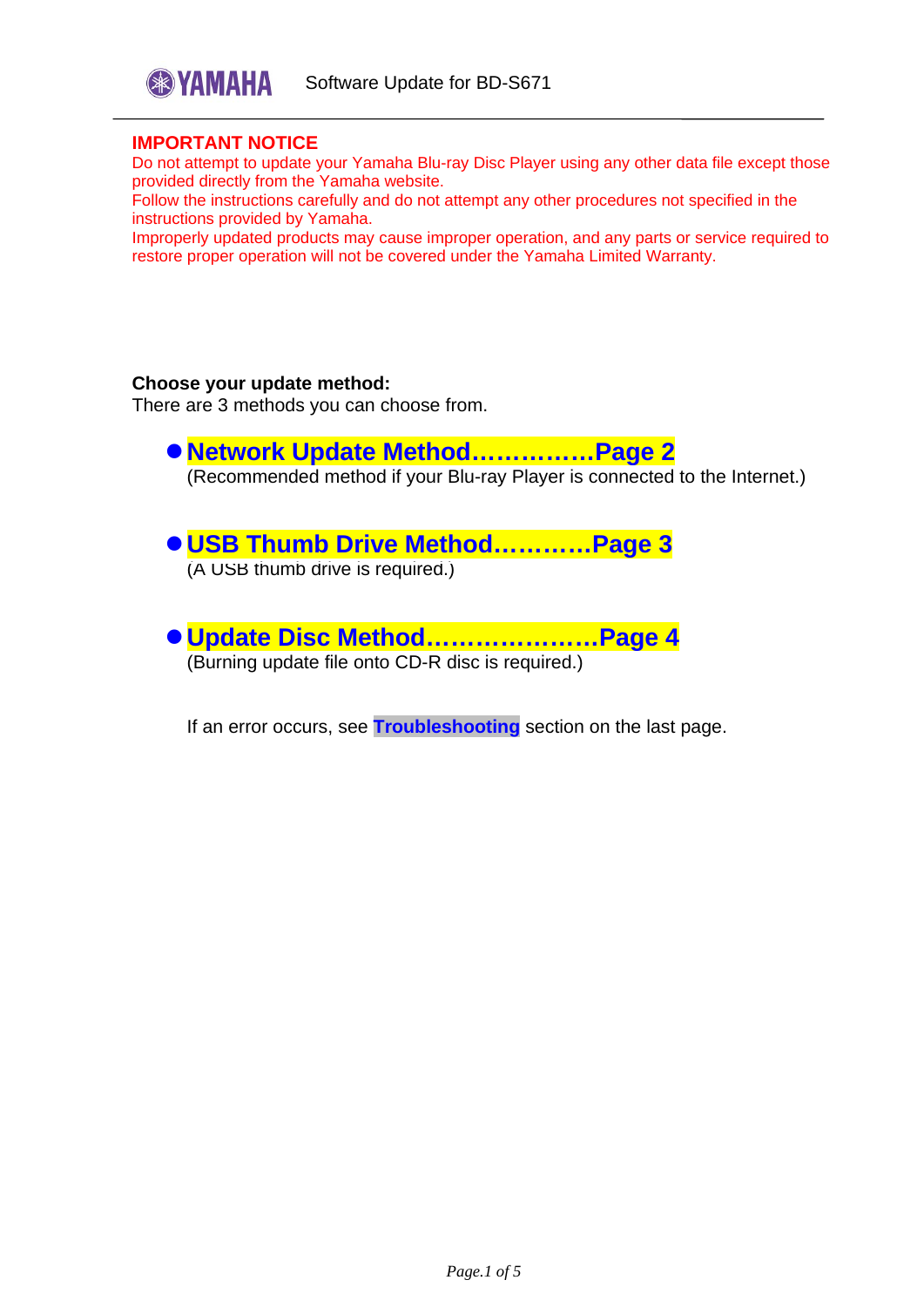Software Update for BD-S671

**IMPORTANT NOTICE**

Do not attempt to update your Yamaha Blu-ray Disc Player using any other data file except those provided directly from the Yamaha website.
Follow the instructions carefully and do not attempt any other procedures not specified in the instructions provided by Yamaha.
Improperly updated products may cause improper operation, and any parts or service required to restore proper operation will not be covered under the Yamaha Limited Warranty.

**Choose your update method:**
There are 3 methods you can choose from.

- **Network Update Method……………Page 2**
  (Recommended method if your Blu-ray Player is connected to the Internet.)

- **USB Thumb Drive Method………..Page 3**
  (A USB thumb drive is required.)

- **Update Disc Method…………………Page 4**
  (Burning update file onto CD-R disc is required.)

If an error occurs, see **Troubleshooting** section on the last page.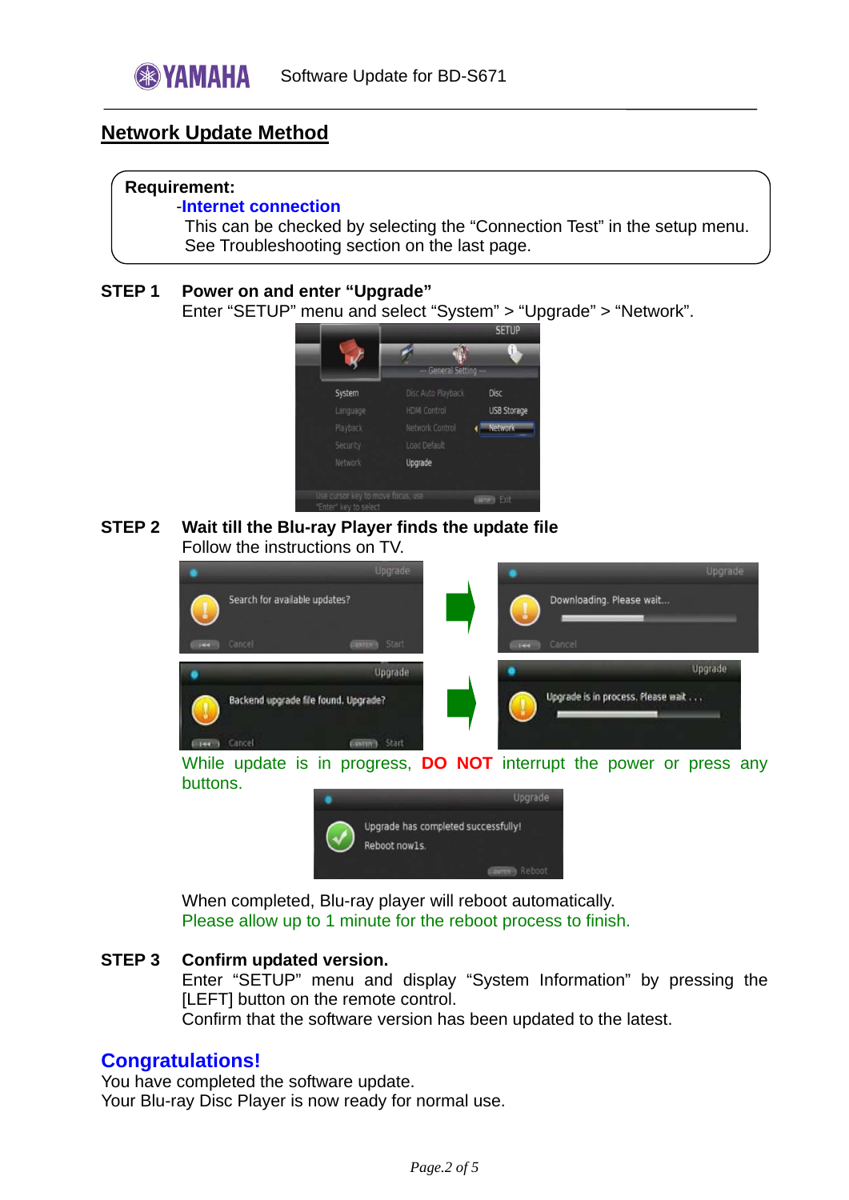## Network Update Method

**Requirement:**

-**Internet connection**

This can be checked by selecting the "Connection Test" in the setup menu.
See Troubleshooting section on the last page.

**STEP 1 Power on and enter "Upgrade"**

Enter "SETUP" menu and select "System" > "Upgrade" > "Network".

**STEP 2 Wait till the Blu-ray Player finds the update file**

Follow the instructions on TV.

While update is in progress, **DO NOT** interrupt the power or press any buttons.

When completed, Blu-ray player will reboot automatically.
Please allow up to 1 minute for the reboot process to finish.

**STEP 3 Confirm updated version.**

Enter "SETUP" menu and display "System Information" by pressing the [LEFT] button on the remote control.
Confirm that the software version has been updated to the latest.

## Congratulations!

You have completed the software update.
Your Blu-ray Disc Player is now ready for normal use.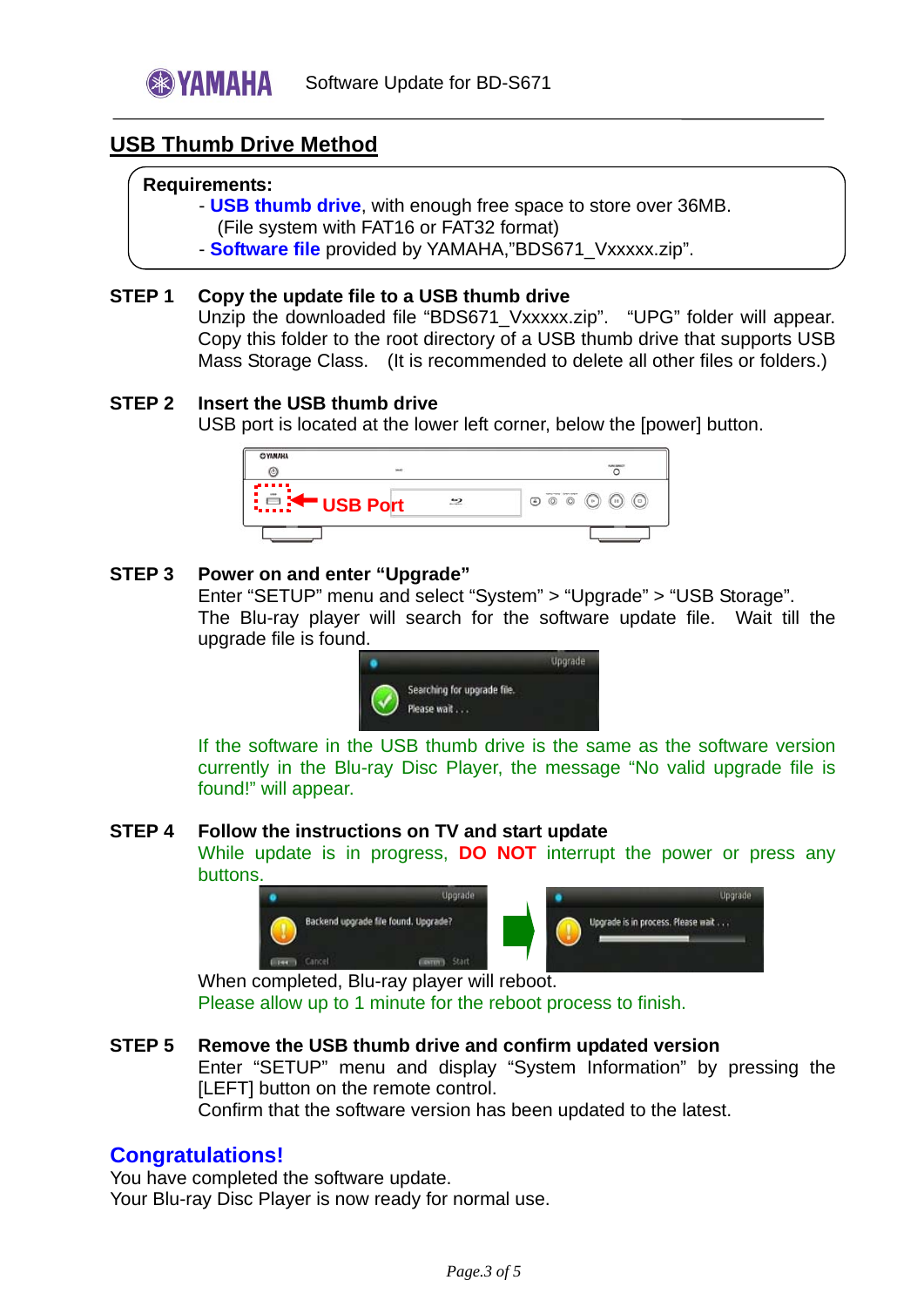## USB Thumb Drive Method

**Requirements:**

- **USB thumb drive**, with enough free space to store over 36MB. (File system with FAT16 or FAT32 format)
- **Software file** provided by YAMAHA,"BDS671_Vxxxxx.zip".

**STEP 1 Copy the update file to a USB thumb drive**

Unzip the downloaded file "BDS671_Vxxxxx.zip". "UPG" folder will appear. Copy this folder to the root directory of a USB thumb drive that supports USB Mass Storage Class. (It is recommended to delete all other files or folders.)

**STEP 2 Insert the USB thumb drive**

USB port is located at the lower left corner, below the [power] button.

USB Port

**STEP 3 Power on and enter "Upgrade"**

Enter "SETUP" menu and select "System" > "Upgrade" > "USB Storage". The Blu-ray player will search for the software update file. Wait till the upgrade file is found.

Upgrade

Searching for upgrade file.
Please wait . . .

If the software in the USB thumb drive is the same as the software version currently in the Blu-ray Disc Player, the message "No valid upgrade file is found!" will appear.

**STEP 4 Follow the instructions on TV and start update**

While update is in progress, **DO NOT** interrupt the power or press any buttons.

Upgrade

Backend upgrade file found. Upgrade?

Cancel Start

Upgrade

Upgrade is in process. Please wait . . .

When completed, Blu-ray player will reboot.
Please allow up to 1 minute for the reboot process to finish.

**STEP 5 Remove the USB thumb drive and confirm updated version**

Enter "SETUP" menu and display "System Information" by pressing the [LEFT] button on the remote control.
Confirm that the software version has been updated to the latest.

## Congratulations!

You have completed the software update.
Your Blu-ray Disc Player is now ready for normal use.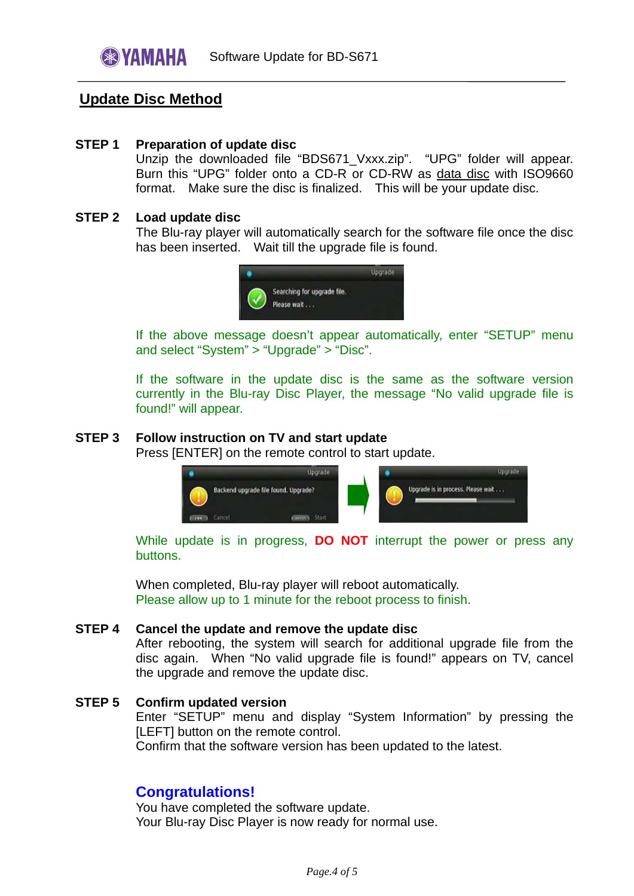## Update Disc Method

**STEP 1 Preparation of update disc**

Unzip the downloaded file "BDS671_Vxxx.zip". "UPG" folder will appear. Burn this "UPG" folder onto a CD-R or CD-RW as data disc with ISO9660 format. Make sure the disc is finalized. This will be your update disc.

**STEP 2 Load update disc**

The Blu-ray player will automatically search for the software file once the disc has been inserted. Wait till the upgrade file is found.

If the above message doesn't appear automatically, enter "SETUP" menu and select "System" > "Upgrade" > "Disc".

If the software in the update disc is the same as the software version currently in the Blu-ray Disc Player, the message "No valid upgrade file is found!" will appear.

**STEP 3 Follow instruction on TV and start update**

Press [ENTER] on the remote control to start update.

While update is in progress, **DO NOT** interrupt the power or press any buttons.

When completed, Blu-ray player will reboot automatically.
Please allow up to 1 minute for the reboot process to finish.

**STEP 4 Cancel the update and remove the update disc**

After rebooting, the system will search for additional upgrade file from the disc again. When "No valid upgrade file is found!" appears on TV, cancel the upgrade and remove the update disc.

**STEP 5 Confirm updated version**

Enter "SETUP" menu and display "System Information" by pressing the [LEFT] button on the remote control.
Confirm that the software version has been updated to the latest.

**Congratulations!**

You have completed the software update.
Your Blu-ray Disc Player is now ready for normal use.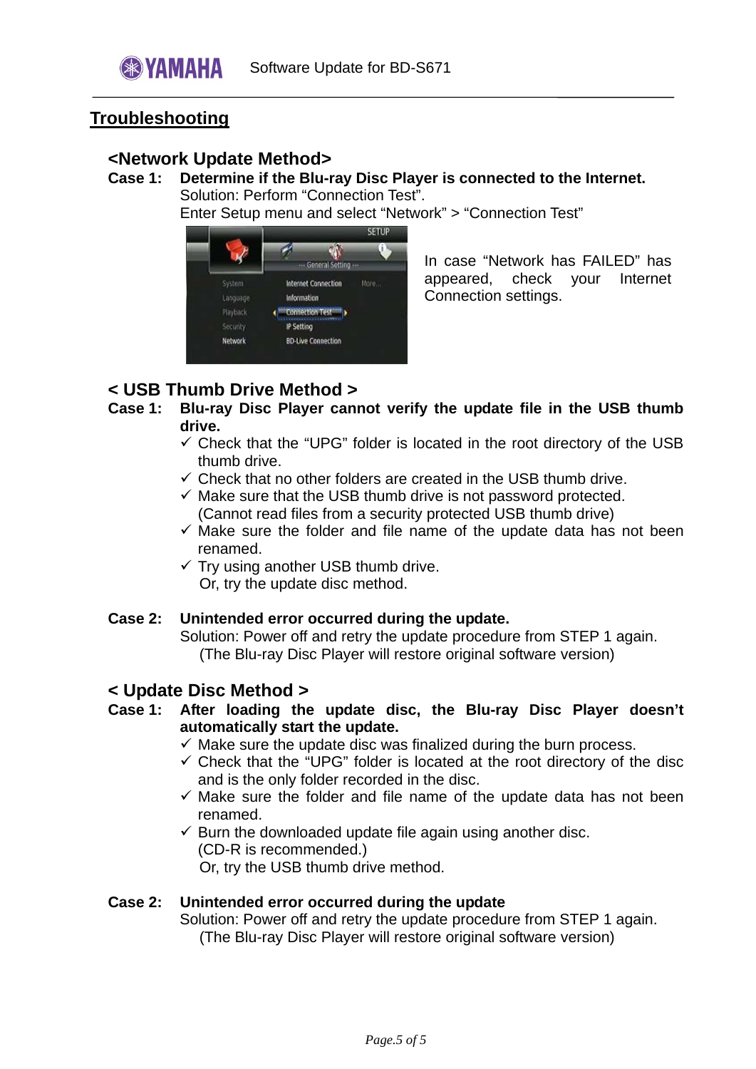## Troubleshooting

### <Network Update Method>

**Case 1: Determine if the Blu-ray Disc Player is connected to the Internet.**

Solution: Perform “Connection Test”.
Enter Setup menu and select “Network” > “Connection Test”

In case “Network has FAILED” has appeared, check your Internet Connection settings.

### < USB Thumb Drive Method >

**Case 1: Blu-ray Disc Player cannot verify the update file in the USB thumb drive.**

- ✓ Check that the “UPG” folder is located in the root directory of the USB thumb drive.
- ✓ Check that no other folders are created in the USB thumb drive.
- ✓ Make sure that the USB thumb drive is not password protected. (Cannot read files from a security protected USB thumb drive)
- ✓ Make sure the folder and file name of the update data has not been renamed.
- ✓ Try using another USB thumb drive. Or, try the update disc method.

**Case 2: Unintended error occurred during the update.**

Solution: Power off and retry the update procedure from STEP 1 again.
(The Blu-ray Disc Player will restore original software version)

### < Update Disc Method >

**Case 1: After loading the update disc, the Blu-ray Disc Player doesn’t automatically start the update.**

- ✓ Make sure the update disc was finalized during the burn process.
- ✓ Check that the “UPG” folder is located at the root directory of the disc and is the only folder recorded in the disc.
- ✓ Make sure the folder and file name of the update data has not been renamed.
- ✓ Burn the downloaded update file again using another disc. (CD-R is recommended.) Or, try the USB thumb drive method.

**Case 2: Unintended error occurred during the update**

Solution: Power off and retry the update procedure from STEP 1 again.
(The Blu-ray Disc Player will restore original software version)